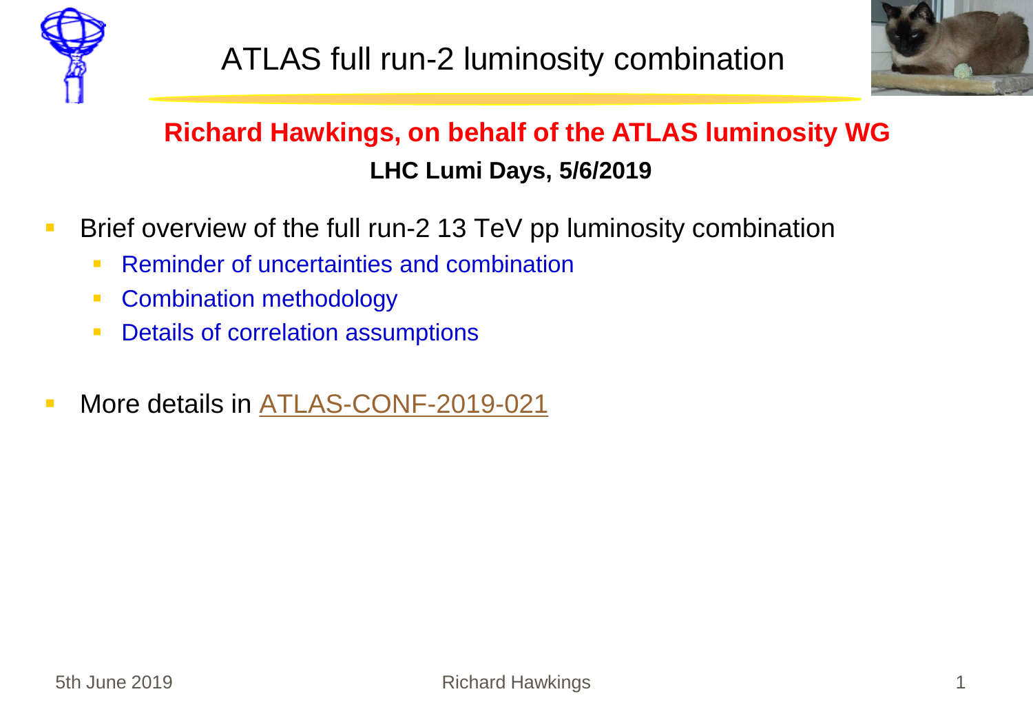# ATLAS full run-2 luminosity combination

**Richard Hawkings, on behalf of the ATLAS luminosity WG**

**LHC Lumi Days, 5/6/2019**

- Brief overview of the full run-2 13 TeV pp luminosity combination
  - Reminder of uncertainties and combination
  - Combination methodology
  - Details of correlation assumptions
- More details in ATLAS-CONF-2019-021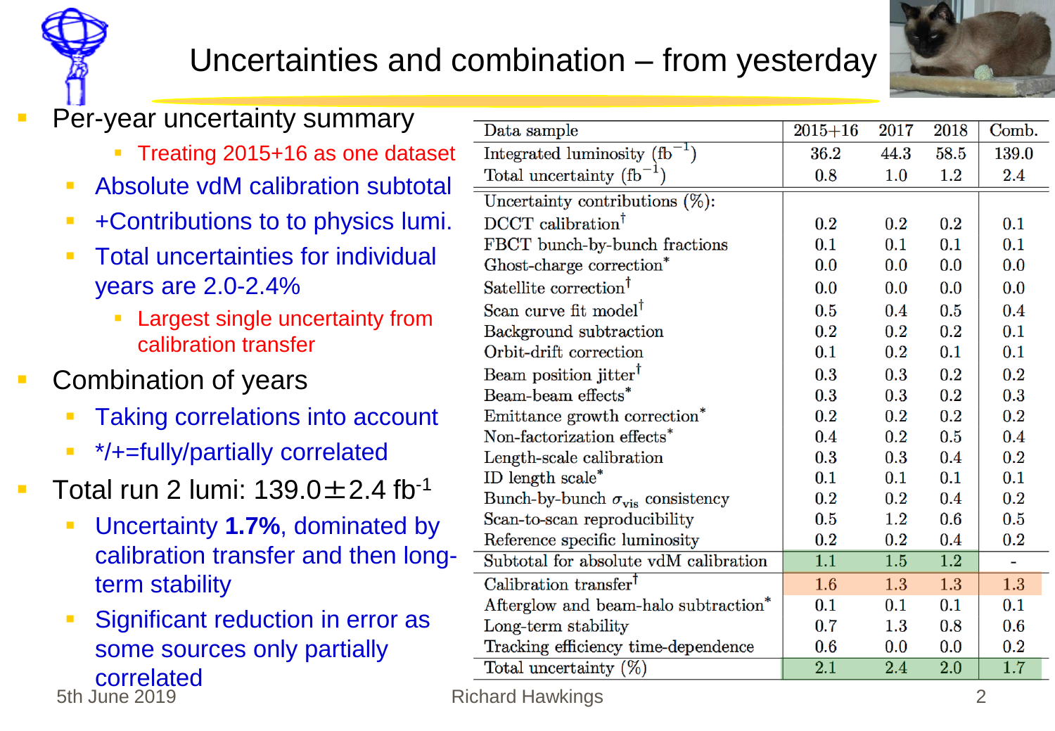# Uncertainties and combination – from yesterday

- Per-year uncertainty summary
  - Treating 2015+16 as one dataset
  - Absolute vdM calibration subtotal
  - +Contributions to to physics lumi.
  - Total uncertainties for individual years are 2.0-2.4%
    - Largest single uncertainty from calibration transfer
- Combination of years
  - Taking correlations into account
  - */+=fully/partially correlated
- Total run 2 lumi: 139.0±2.4 fb$^{-1}$
  - Uncertainty **1.7%**, dominated by calibration transfer and then long-term stability
  - Significant reduction in error as some sources only partially correlated

| Data sample | 2015+16 | 2017 | 2018 | Comb. |
|---|---|---|---|---|
| Integrated luminosity (fb$^{-1}$) | 36.2 | 44.3 | 58.5 | 139.0 |
| Total uncertainty (fb$^{-1}$) | 0.8 | 1.0 | 1.2 | 2.4 |
| Uncertainty contributions (%): | | | | |
| DCCT calibration† | 0.2 | 0.2 | 0.2 | 0.1 |
| FBCT bunch-by-bunch fractions | 0.1 | 0.1 | 0.1 | 0.1 |
| Ghost-charge correction* | 0.0 | 0.0 | 0.0 | 0.0 |
| Satellite correction† | 0.0 | 0.0 | 0.0 | 0.0 |
| Scan curve fit model† | 0.5 | 0.4 | 0.5 | 0.4 |
| Background subtraction | 0.2 | 0.2 | 0.2 | 0.1 |
| Orbit-drift correction | 0.1 | 0.2 | 0.1 | 0.1 |
| Beam position jitter† | 0.3 | 0.3 | 0.2 | 0.2 |
| Beam-beam effects* | 0.3 | 0.3 | 0.2 | 0.3 |
| Emittance growth correction* | 0.2 | 0.2 | 0.2 | 0.2 |
| Non-factorization effects* | 0.4 | 0.2 | 0.5 | 0.4 |
| Length-scale calibration | 0.3 | 0.3 | 0.4 | 0.2 |
| ID length scale* | 0.1 | 0.1 | 0.1 | 0.1 |
| Bunch-by-bunch $\sigma_{\text{vis}}$ consistency | 0.2 | 0.2 | 0.4 | 0.2 |
| Scan-to-scan reproducibility | 0.5 | 1.2 | 0.6 | 0.5 |
| Reference specific luminosity | 0.2 | 0.2 | 0.4 | 0.2 |
| Subtotal for absolute vdM calibration | 1.1 | 1.5 | 1.2 | - |
| Calibration transfer† | 1.6 | 1.3 | 1.3 | 1.3 |
| Afterglow and beam-halo subtraction* | 0.1 | 0.1 | 0.1 | 0.1 |
| Long-term stability | 0.7 | 1.3 | 0.8 | 0.6 |
| Tracking efficiency time-dependence | 0.6 | 0.0 | 0.0 | 0.2 |
| Total uncertainty (%) | 2.1 | 2.4 | 2.0 | 1.7 |

5th June 2019 — Richard Hawkings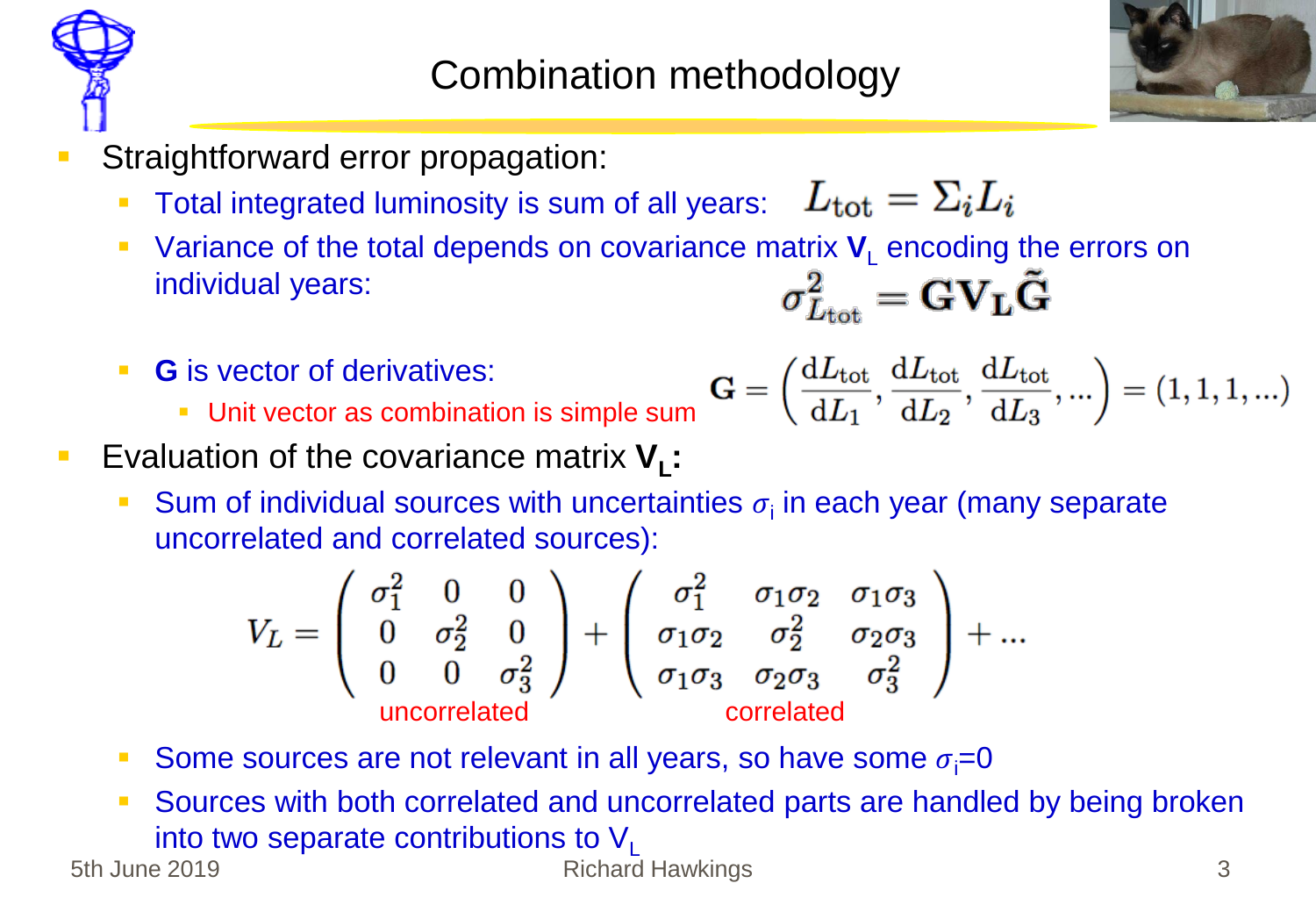# Combination methodology

- Straightforward error propagation:
  - Total integrated luminosity is sum of all years: $L_{\text{tot}} = \Sigma_i L_i$
  - Variance of the total depends on covariance matrix $\mathbf{V_L}$ encoding the errors on individual years: $$\sigma^2_{L_{\text{tot}}} = \mathbf{G}\mathbf{V_L}\tilde{\mathbf{G}}$$
  - $\mathbf{G}$ is vector of derivatives: $$\mathbf{G} = \left(\frac{\mathrm{d}L_{\text{tot}}}{\mathrm{d}L_1}, \frac{\mathrm{d}L_{\text{tot}}}{\mathrm{d}L_2}, \frac{\mathrm{d}L_{\text{tot}}}{\mathrm{d}L_3}, ...\right) = (1, 1, 1, ...)$$
    - Unit vector as combination is simple sum
- Evaluation of the covariance matrix $\mathbf{V_L}$:
  - Sum of individual sources with uncertainties $\sigma_i$ in each year (many separate uncorrelated and correlated sources):

$$V_L = \underbrace{\begin{pmatrix} \sigma_1^2 & 0 & 0 \\ 0 & \sigma_2^2 & 0 \\ 0 & 0 & \sigma_3^2 \end{pmatrix}}_{\text{uncorrelated}} + \underbrace{\begin{pmatrix} \sigma_1^2 & \sigma_1\sigma_2 & \sigma_1\sigma_3 \\ \sigma_1\sigma_2 & \sigma_2^2 & \sigma_2\sigma_3 \\ \sigma_1\sigma_3 & \sigma_2\sigma_3 & \sigma_3^2 \end{pmatrix}}_{\text{correlated}} + ...$$

  - Some sources are not relevant in all years, so have some $\sigma_i$=0
  - Sources with both correlated and uncorrelated parts are handled by being broken into two separate contributions to $V_L$

5th June 2019 Richard Hawkings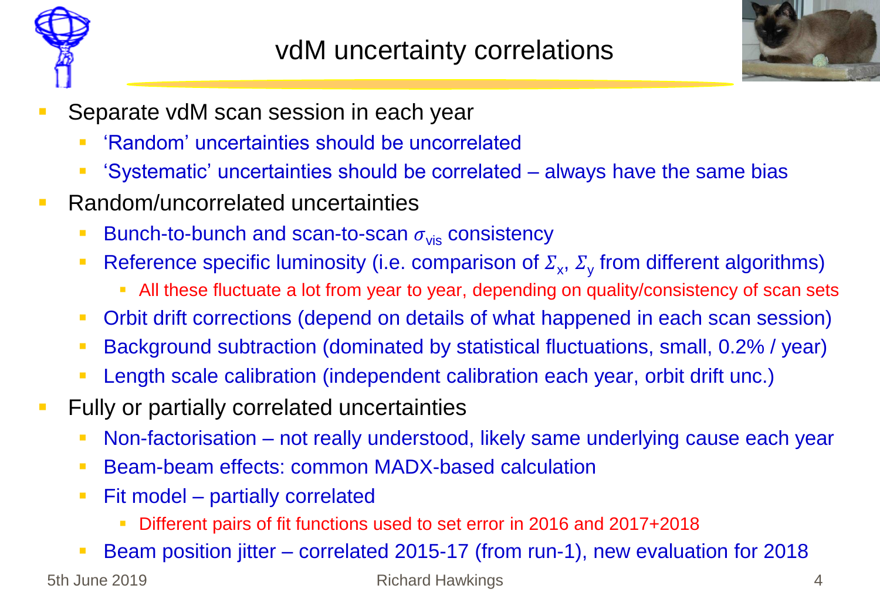# vdM uncertainty correlations

- Separate vdM scan session in each year
  - ‘Random’ uncertainties should be uncorrelated
  - ‘Systematic’ uncertainties should be correlated – always have the same bias
- Random/uncorrelated uncertainties
  - Bunch-to-bunch and scan-to-scan $\sigma_{\text{vis}}$ consistency
  - Reference specific luminosity (i.e. comparison of $\Sigma_x$, $\Sigma_y$ from different algorithms)
    - All these fluctuate a lot from year to year, depending on quality/consistency of scan sets
  - Orbit drift corrections (depend on details of what happened in each scan session)
  - Background subtraction (dominated by statistical fluctuations, small, 0.2% / year)
  - Length scale calibration (independent calibration each year, orbit drift unc.)
- Fully or partially correlated uncertainties
  - Non-factorisation – not really understood, likely same underlying cause each year
  - Beam-beam effects: common MADX-based calculation
  - Fit model – partially correlated
    - Different pairs of fit functions used to set error in 2016 and 2017+2018
  - Beam position jitter – correlated 2015-17 (from run-1), new evaluation for 2018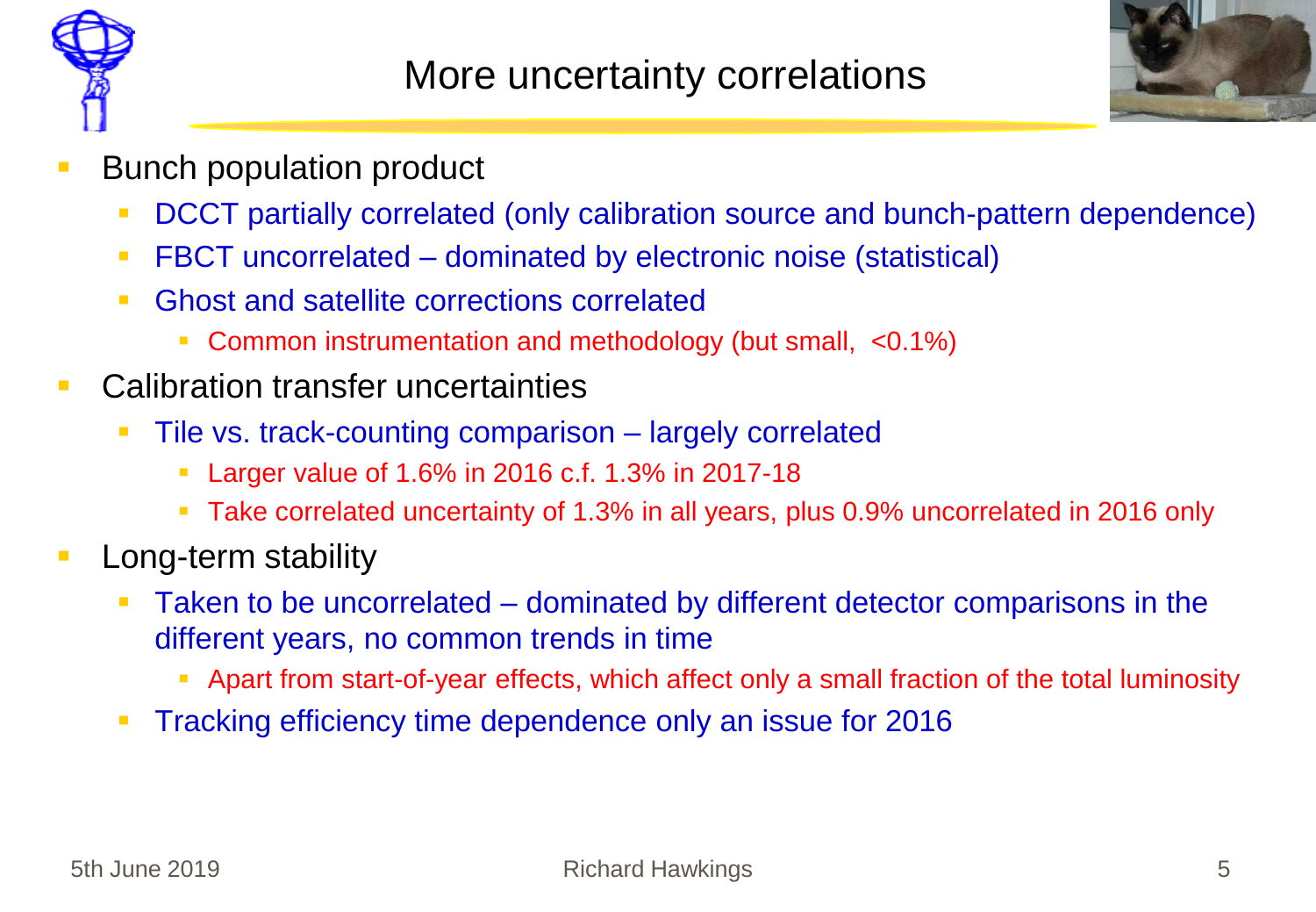# More uncertainty correlations

- Bunch population product
  - DCCT partially correlated (only calibration source and bunch-pattern dependence)
  - FBCT uncorrelated – dominated by electronic noise (statistical)
  - Ghost and satellite corrections correlated
    - Common instrumentation and methodology (but small, <0.1%)
- Calibration transfer uncertainties
  - Tile vs. track-counting comparison – largely correlated
    - Larger value of 1.6% in 2016 c.f. 1.3% in 2017-18
    - Take correlated uncertainty of 1.3% in all years, plus 0.9% uncorrelated in 2016 only
- Long-term stability
  - Taken to be uncorrelated – dominated by different detector comparisons in the different years, no common trends in time
    - Apart from start-of-year effects, which affect only a small fraction of the total luminosity
  - Tracking efficiency time dependence only an issue for 2016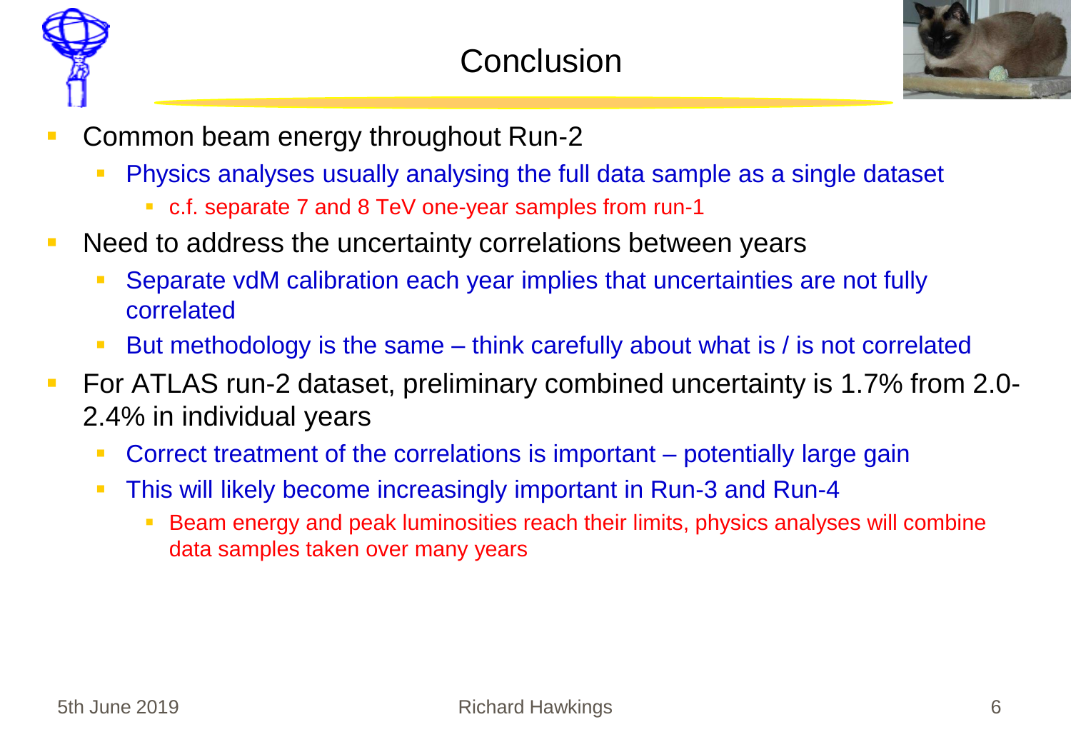# Conclusion

- Common beam energy throughout Run-2
  - Physics analyses usually analysing the full data sample as a single dataset
    - c.f. separate 7 and 8 TeV one-year samples from run-1
- Need to address the uncertainty correlations between years
  - Separate vdM calibration each year implies that uncertainties are not fully correlated
  - But methodology is the same – think carefully about what is / is not correlated
- For ATLAS run-2 dataset, preliminary combined uncertainty is 1.7% from 2.0-2.4% in individual years
  - Correct treatment of the correlations is important – potentially large gain
  - This will likely become increasingly important in Run-3 and Run-4
    - Beam energy and peak luminosities reach their limits, physics analyses will combine data samples taken over many years